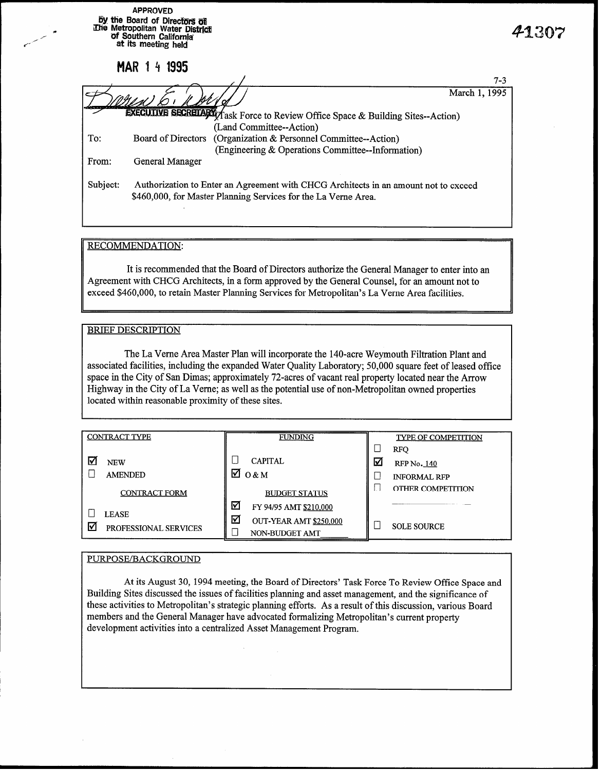APPROVED
by the Board of Directors of
The Metropolitan Water District
of Southern California
at its meeting held

MAR 14 1995

41307

EXECUTIVE SECRETARY

7-3

March 1, 1995

(Task Force to Review Office Space & Building Sites--Action)
(Land Committee--Action)

To: Board of Directors (Organization & Personnel Committee--Action)
(Engineering & Operations Committee--Information)

From: General Manager

Subject: Authorization to Enter an Agreement with CHCG Architects in an amount not to exceed $460,000, for Master Planning Services for the La Verne Area.

## RECOMMENDATION:

It is recommended that the Board of Directors authorize the General Manager to enter into an Agreement with CHCG Architects, in a form approved by the General Counsel, for an amount not to exceed $460,000, to retain Master Planning Services for Metropolitan's La Verne Area facilities.

## BRIEF DESCRIPTION

The La Verne Area Master Plan will incorporate the 140-acre Weymouth Filtration Plant and associated facilities, including the expanded Water Quality Laboratory; 50,000 square feet of leased office space in the City of San Dimas; approximately 72-acres of vacant real property located near the Arrow Highway in the City of La Verne; as well as the potential use of non-Metropolitan owned properties located within reasonable proximity of these sites.

| CONTRACT TYPE | FUNDING | TYPE OF COMPETITION |
|---|---|---|
| | | ☐ RFQ |
| ☑ NEW | ☐ CAPITAL | ☑ RFP No. 140 |
| ☐ AMENDED | ☑ O & M | ☐ INFORMAL RFP |
| CONTRACT FORM | BUDGET STATUS | ☐ OTHER COMPETITION |
| ☐ LEASE | ☑ FY 94/95 AMT $210,000 | |
| ☑ PROFESSIONAL SERVICES | ☑ OUT-YEAR AMT $250,000 | ☐ SOLE SOURCE |
| | ☐ NON-BUDGET AMT ______ | |

## PURPOSE/BACKGROUND

At its August 30, 1994 meeting, the Board of Directors' Task Force To Review Office Space and Building Sites discussed the issues of facilities planning and asset management, and the significance of these activities to Metropolitan's strategic planning efforts. As a result of this discussion, various Board members and the General Manager have advocated formalizing Metropolitan's current property development activities into a centralized Asset Management Program.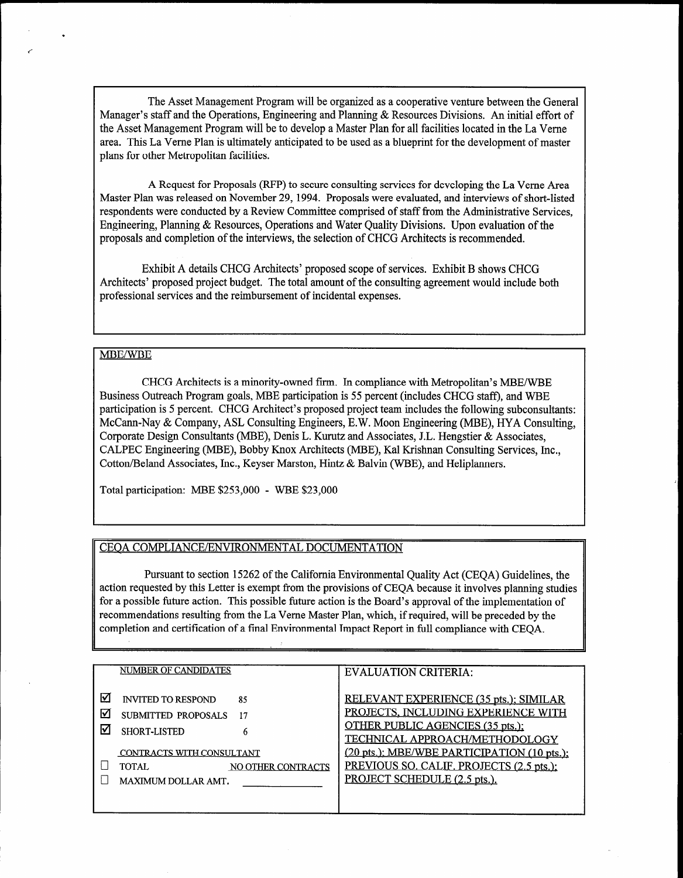The Asset Management Program will be organized as a cooperative venture between the General Manager's staff and the Operations, Engineering and Planning & Resources Divisions. An initial effort of the Asset Management Program will be to develop a Master Plan for all facilities located in the La Verne area. This La Verne Plan is ultimately anticipated to be used as a blueprint for the development of master plans for other Metropolitan facilities.

A Request for Proposals (RFP) to secure consulting services for developing the La Verne Area Master Plan was released on November 29, 1994. Proposals were evaluated, and interviews of short-listed respondents were conducted by a Review Committee comprised of staff from the Administrative Services, Engineering, Planning & Resources, Operations and Water Quality Divisions. Upon evaluation of the proposals and completion of the interviews, the selection of CHCG Architects is recommended.

Exhibit A details CHCG Architects' proposed scope of services. Exhibit B shows CHCG Architects' proposed project budget. The total amount of the consulting agreement would include both professional services and the reimbursement of incidental expenses.

## MBE/WBE

CHCG Architects is a minority-owned firm. In compliance with Metropolitan's MBE/WBE Business Outreach Program goals, MBE participation is 55 percent (includes CHCG staff), and WBE participation is 5 percent. CHCG Architect's proposed project team includes the following subconsultants: McCann-Nay & Company, ASL Consulting Engineers, E.W. Moon Engineering (MBE), HYA Consulting, Corporate Design Consultants (MBE), Denis L. Kurutz and Associates, J.L. Hengstler & Associates, CALPEC Engineering (MBE), Bobby Knox Architects (MBE), Kal Krishnan Consulting Services, Inc., Cotton/Beland Associates, Inc., Keyser Marston, Hintz & Balvin (WBE), and Heliplanners.

Total participation: MBE $253,000 - WBE $23,000

## CEQA COMPLIANCE/ENVIRONMENTAL DOCUMENTATION

Pursuant to section 15262 of the California Environmental Quality Act (CEQA) Guidelines, the action requested by this Letter is exempt from the provisions of CEQA because it involves planning studies for a possible future action. This possible future action is the Board's approval of the implementation of recommendations resulting from the La Verne Master Plan, which, if required, will be preceded by the completion and certification of a final Environmental Impact Report in full compliance with CEQA.

| NUMBER OF CANDIDATES | | EVALUATION CRITERIA: |
|---|---|---|
| ☑ INVITED TO RESPOND | 85 | RELEVANT EXPERIENCE (35 pts.); SIMILAR PROJECTS, INCLUDING EXPERIENCE WITH OTHER PUBLIC AGENCIES (35 pts.); TECHNICAL APPROACH/METHODOLOGY (20 pts.); MBE/WBE PARTICIPATION (10 pts.); PREVIOUS SO. CALIF. PROJECTS (2.5 pts.); PROJECT SCHEDULE (2.5 pts.). |
| ☑ SUBMITTED PROPOSALS | 17 | |
| ☑ SHORT-LISTED | 6 | |
| CONTRACTS WITH CONSULTANT | | |
| ☐ TOTAL | NO OTHER CONTRACTS | |
| ☐ MAXIMUM DOLLAR AMT. | | |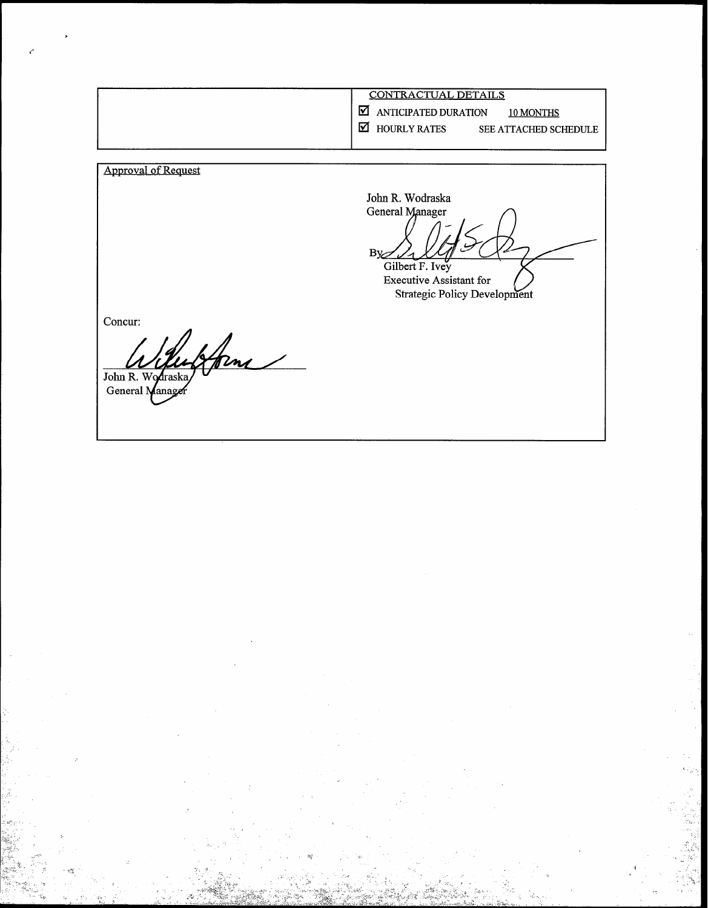| | CONTRACTUAL DETAILS |
|---|---|
| | ☑ ANTICIPATED DURATION 10 MONTHS |
| | ☑ HOURLY RATES SEE ATTACHED SCHEDULE |

Approval of Request

John R. Wodraska
General Manager

By ______________________
Gilbert F. Ivey
Executive Assistant for
Strategic Policy Development

Concur:

______________________
John R. Wodraska
General Manager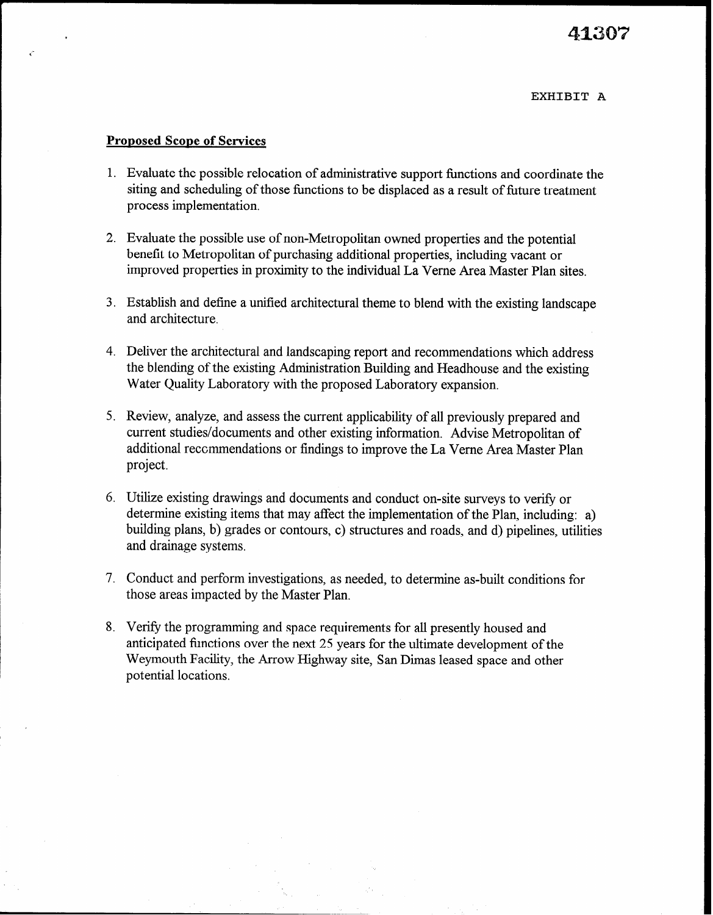41307

EXHIBIT A

**Proposed Scope of Services**

1. Evaluate the possible relocation of administrative support functions and coordinate the siting and scheduling of those functions to be displaced as a result of future treatment process implementation.

2. Evaluate the possible use of non-Metropolitan owned properties and the potential benefit to Metropolitan of purchasing additional properties, including vacant or improved properties in proximity to the individual La Verne Area Master Plan sites.

3. Establish and define a unified architectural theme to blend with the existing landscape and architecture.

4. Deliver the architectural and landscaping report and recommendations which address the blending of the existing Administration Building and Headhouse and the existing Water Quality Laboratory with the proposed Laboratory expansion.

5. Review, analyze, and assess the current applicability of all previously prepared and current studies/documents and other existing information. Advise Metropolitan of additional recommendations or findings to improve the La Verne Area Master Plan project.

6. Utilize existing drawings and documents and conduct on-site surveys to verify or determine existing items that may affect the implementation of the Plan, including: a) building plans, b) grades or contours, c) structures and roads, and d) pipelines, utilities and drainage systems.

7. Conduct and perform investigations, as needed, to determine as-built conditions for those areas impacted by the Master Plan.

8. Verify the programming and space requirements for all presently housed and anticipated functions over the next 25 years for the ultimate development of the Weymouth Facility, the Arrow Highway site, San Dimas leased space and other potential locations.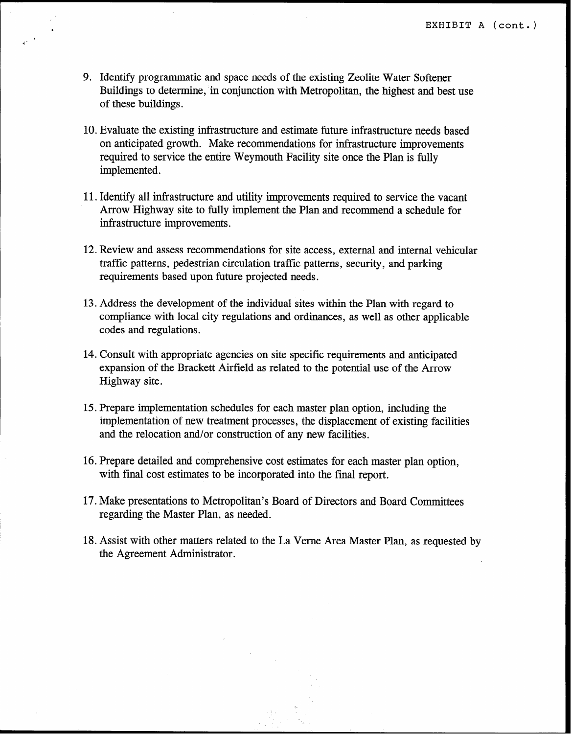EXHIBIT A (cont.)

9. Identify programmatic and space needs of the existing Zeolite Water Softener Buildings to determine, in conjunction with Metropolitan, the highest and best use of these buildings.

10. Evaluate the existing infrastructure and estimate future infrastructure needs based on anticipated growth. Make recommendations for infrastructure improvements required to service the entire Weymouth Facility site once the Plan is fully implemented.

11. Identify all infrastructure and utility improvements required to service the vacant Arrow Highway site to fully implement the Plan and recommend a schedule for infrastructure improvements.

12. Review and assess recommendations for site access, external and internal vehicular traffic patterns, pedestrian circulation traffic patterns, security, and parking requirements based upon future projected needs.

13. Address the development of the individual sites within the Plan with regard to compliance with local city regulations and ordinances, as well as other applicable codes and regulations.

14. Consult with appropriate agencies on site specific requirements and anticipated expansion of the Brackett Airfield as related to the potential use of the Arrow Highway site.

15. Prepare implementation schedules for each master plan option, including the implementation of new treatment processes, the displacement of existing facilities and the relocation and/or construction of any new facilities.

16. Prepare detailed and comprehensive cost estimates for each master plan option, with final cost estimates to be incorporated into the final report.

17. Make presentations to Metropolitan's Board of Directors and Board Committees regarding the Master Plan, as needed.

18. Assist with other matters related to the La Verne Area Master Plan, as requested by the Agreement Administrator.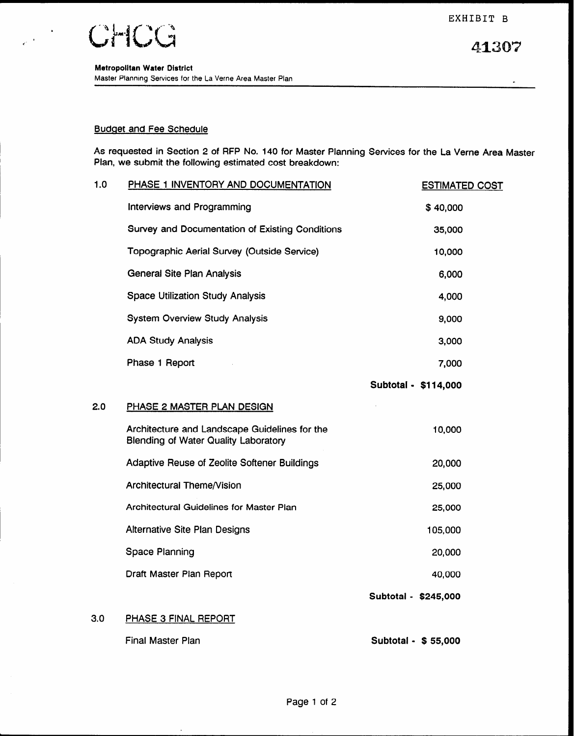EXHIBIT B

# CHCG

41307

**Metropolitan Water District**
Master Planning Services for the La Verne Area Master Plan

## Budget and Fee Schedule

As requested in Section 2 of RFP No. 140 for Master Planning Services for the La Verne Area Master Plan, we submit the following estimated cost breakdown:

| | | ESTIMATED COST |
|---|---|---|
| 1.0 | PHASE 1 INVENTORY AND DOCUMENTATION | |
| | Interviews and Programming | $ 40,000 |
| | Survey and Documentation of Existing Conditions | 35,000 |
| | Topographic Aerial Survey (Outside Service) | 10,000 |
| | General Site Plan Analysis | 6,000 |
| | Space Utilization Study Analysis | 4,000 |
| | System Overview Study Analysis | 9,000 |
| | ADA Study Analysis | 3,000 |
| | Phase 1 Report | 7,000 |
| | | **Subtotal - $114,000** |
| 2.0 | PHASE 2 MASTER PLAN DESIGN | |
| | Architecture and Landscape Guidelines for the Blending of Water Quality Laboratory | 10,000 |
| | Adaptive Reuse of Zeolite Softener Buildings | 20,000 |
| | Architectural Theme/Vision | 25,000 |
| | Architectural Guidelines for Master Plan | 25,000 |
| | Alternative Site Plan Designs | 105,000 |
| | Space Planning | 20,000 |
| | Draft Master Plan Report | 40,000 |
| | | **Subtotal - $245,000** |
| 3.0 | PHASE 3 FINAL REPORT | |
| | Final Master Plan | **Subtotal - $ 55,000** |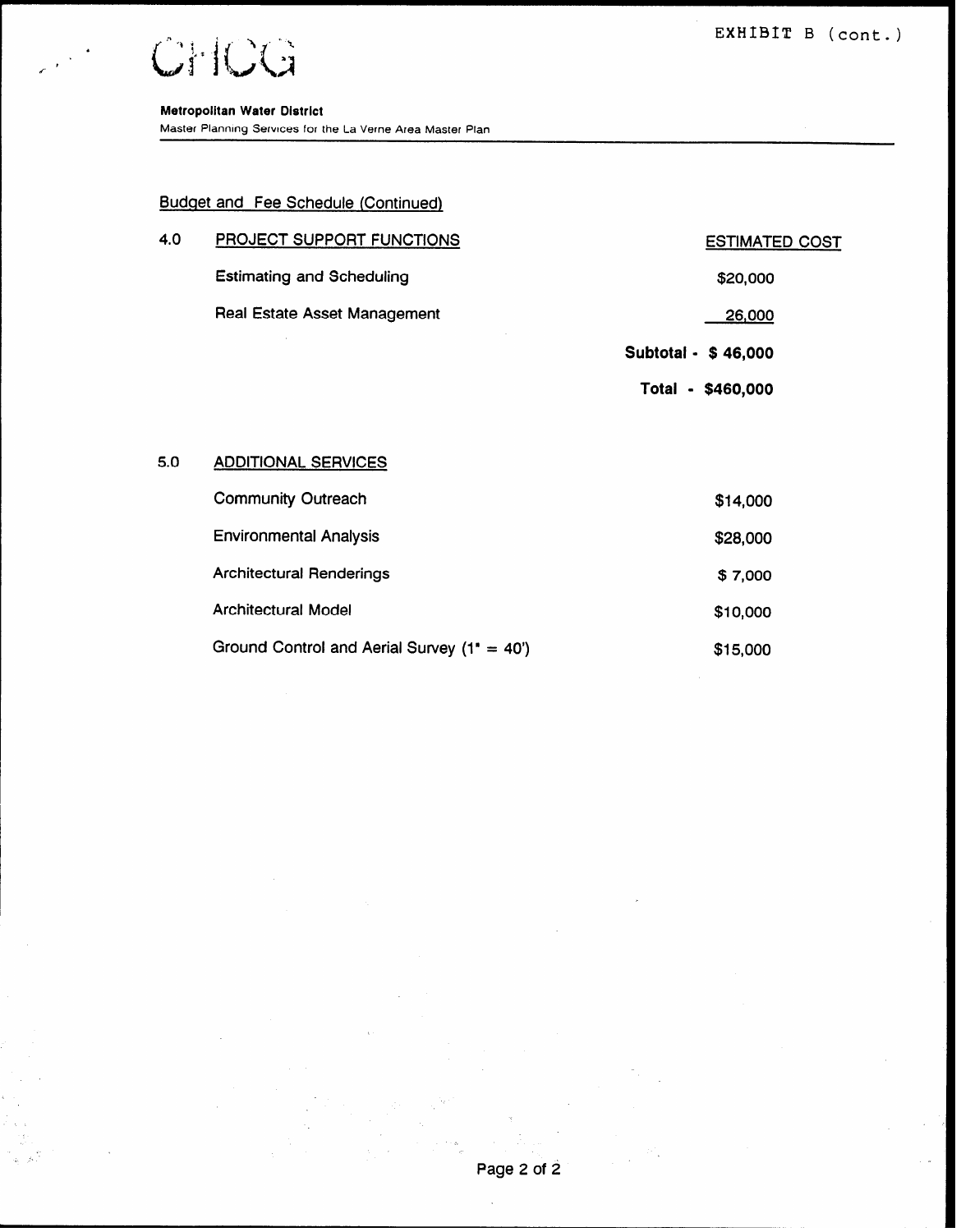EXHIBIT B (cont.)

CHCG

**Metropolitan Water District**
Master Planning Services for the La Verne Area Master Plan

## Budget and Fee Schedule (Continued)

| 4.0 | PROJECT SUPPORT FUNCTIONS | ESTIMATED COST |
|---|---|---|
| | Estimating and Scheduling | $20,000 |
| | Real Estate Asset Management | 26,000 |
| | | **Subtotal - $ 46,000** |
| | | **Total - $460,000** |

| 5.0 | ADDITIONAL SERVICES | |
|---|---|---|
| | Community Outreach | $14,000 |
| | Environmental Analysis | $28,000 |
| | Architectural Renderings | $ 7,000 |
| | Architectural Model | $10,000 |
| | Ground Control and Aerial Survey (1" = 40') | $15,000 |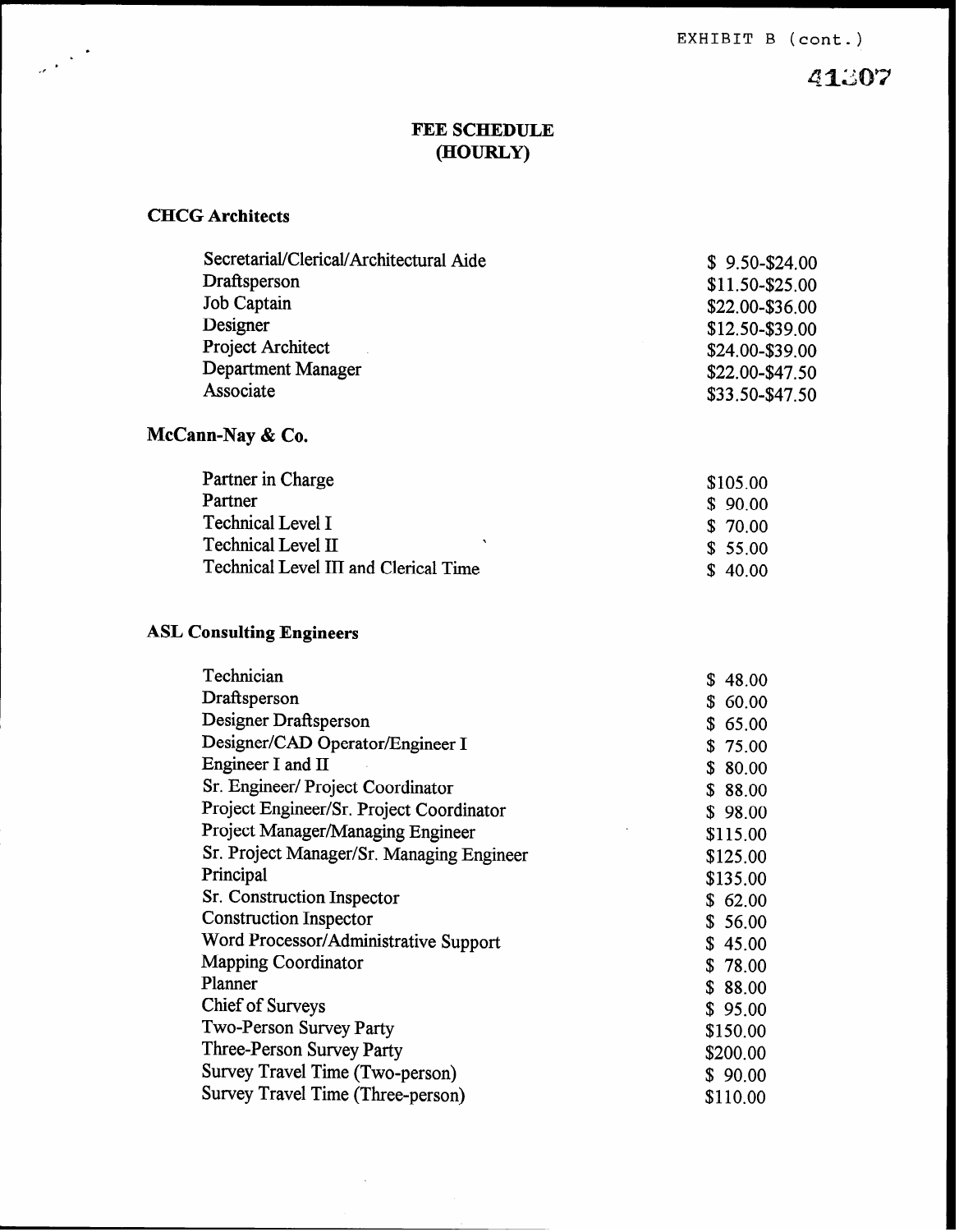EXHIBIT B (cont.)

41307

# FEE SCHEDULE
# (HOURLY)

## CHCG Architects

| | |
|---|---|
| Secretarial/Clerical/Architectural Aide | $ 9.50-$24.00 |
| Draftsperson | $11.50-$25.00 |
| Job Captain | $22.00-$36.00 |
| Designer | $12.50-$39.00 |
| Project Architect | $24.00-$39.00 |
| Department Manager | $22.00-$47.50 |
| Associate | $33.50-$47.50 |

## McCann-Nay & Co.

| | |
|---|---|
| Partner in Charge | $105.00 |
| Partner | $ 90.00 |
| Technical Level I | $ 70.00 |
| Technical Level II | $ 55.00 |
| Technical Level III and Clerical Time | $ 40.00 |

## ASL Consulting Engineers

| | |
|---|---|
| Technician | $ 48.00 |
| Draftsperson | $ 60.00 |
| Designer Draftsperson | $ 65.00 |
| Designer/CAD Operator/Engineer I | $ 75.00 |
| Engineer I and II | $ 80.00 |
| Sr. Engineer/ Project Coordinator | $ 88.00 |
| Project Engineer/Sr. Project Coordinator | $ 98.00 |
| Project Manager/Managing Engineer | $115.00 |
| Sr. Project Manager/Sr. Managing Engineer | $125.00 |
| Principal | $135.00 |
| Sr. Construction Inspector | $ 62.00 |
| Construction Inspector | $ 56.00 |
| Word Processor/Administrative Support | $ 45.00 |
| Mapping Coordinator | $ 78.00 |
| Planner | $ 88.00 |
| Chief of Surveys | $ 95.00 |
| Two-Person Survey Party | $150.00 |
| Three-Person Survey Party | $200.00 |
| Survey Travel Time (Two-person) | $ 90.00 |
| Survey Travel Time (Three-person) | $110.00 |